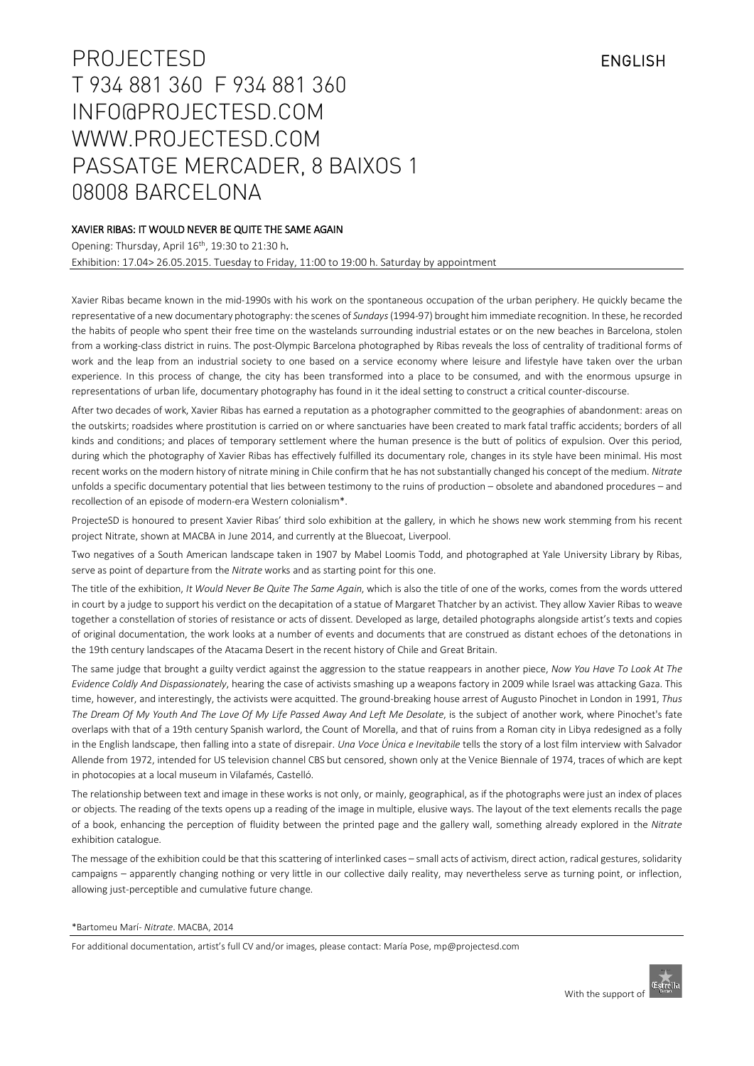ENGLISH

# PROJECTESD
T 934 881 360 F 934 881 360
INFO@PROJECTESD.COM
WWW.PROJECTESD.COM
PASSATGE MERCADER, 8 BAIXOS 1
08008 BARCELONA

## XAVIER RIBAS: IT WOULD NEVER BE QUITE THE SAME AGAIN

Opening: Thursday, April 16th, 19:30 to 21:30 h.
Exhibition: 17.04> 26.05.2015. Tuesday to Friday, 11:00 to 19:00 h. Saturday by appointment

Xavier Ribas became known in the mid-1990s with his work on the spontaneous occupation of the urban periphery. He quickly became the representative of a new documentary photography: the scenes of *Sundays* (1994-97) brought him immediate recognition. In these, he recorded the habits of people who spent their free time on the wastelands surrounding industrial estates or on the new beaches in Barcelona, stolen from a working-class district in ruins. The post-Olympic Barcelona photographed by Ribas reveals the loss of centrality of traditional forms of work and the leap from an industrial society to one based on a service economy where leisure and lifestyle have taken over the urban experience. In this process of change, the city has been transformed into a place to be consumed, and with the enormous upsurge in representations of urban life, documentary photography has found in it the ideal setting to construct a critical counter-discourse.

After two decades of work, Xavier Ribas has earned a reputation as a photographer committed to the geographies of abandonment: areas on the outskirts; roadsides where prostitution is carried on or where sanctuaries have been created to mark fatal traffic accidents; borders of all kinds and conditions; and places of temporary settlement where the human presence is the butt of politics of expulsion. Over this period, during which the photography of Xavier Ribas has effectively fulfilled its documentary role, changes in its style have been minimal. His most recent works on the modern history of nitrate mining in Chile confirm that he has not substantially changed his concept of the medium. *Nitrate* unfolds a specific documentary potential that lies between testimony to the ruins of production – obsolete and abandoned procedures – and recollection of an episode of modern-era Western colonialism*.

ProjecteSD is honoured to present Xavier Ribas' third solo exhibition at the gallery, in which he shows new work stemming from his recent project Nitrate, shown at MACBA in June 2014, and currently at the Bluecoat, Liverpool.

Two negatives of a South American landscape taken in 1907 by Mabel Loomis Todd, and photographed at Yale University Library by Ribas, serve as point of departure from the *Nitrate* works and as starting point for this one.

The title of the exhibition, *It Would Never Be Quite The Same Again*, which is also the title of one of the works, comes from the words uttered in court by a judge to support his verdict on the decapitation of a statue of Margaret Thatcher by an activist. They allow Xavier Ribas to weave together a constellation of stories of resistance or acts of dissent. Developed as large, detailed photographs alongside artist's texts and copies of original documentation, the work looks at a number of events and documents that are construed as distant echoes of the detonations in the 19th century landscapes of the Atacama Desert in the recent history of Chile and Great Britain.

The same judge that brought a guilty verdict against the aggression to the statue reappears in another piece, *Now You Have To Look At The Evidence Coldly And Dispassionately*, hearing the case of activists smashing up a weapons factory in 2009 while Israel was attacking Gaza. This time, however, and interestingly, the activists were acquitted. The ground-breaking house arrest of Augusto Pinochet in London in 1991, *Thus The Dream Of My Youth And The Love Of My Life Passed Away And Left Me Desolate*, is the subject of another work, where Pinochet's fate overlaps with that of a 19th century Spanish warlord, the Count of Morella, and that of ruins from a Roman city in Libya redesigned as a folly in the English landscape, then falling into a state of disrepair. *Una Voce Única e Inevitabile* tells the story of a lost film interview with Salvador Allende from 1972, intended for US television channel CBS but censored, shown only at the Venice Biennale of 1974, traces of which are kept in photocopies at a local museum in Vilafamés, Castelló.

The relationship between text and image in these works is not only, or mainly, geographical, as if the photographs were just an index of places or objects. The reading of the texts opens up a reading of the image in multiple, elusive ways. The layout of the text elements recalls the page of a book, enhancing the perception of fluidity between the printed page and the gallery wall, something already explored in the *Nitrate* exhibition catalogue.

The message of the exhibition could be that this scattering of interlinked cases – small acts of activism, direct action, radical gestures, solidarity campaigns – apparently changing nothing or very little in our collective daily reality, may nevertheless serve as turning point, or inflection, allowing just-perceptible and cumulative future change.

*Bartomeu Marí- *Nitrate*. MACBA, 2014

For additional documentation, artist's full CV and/or images, please contact: María Pose, mp@projectesd.com

With the support of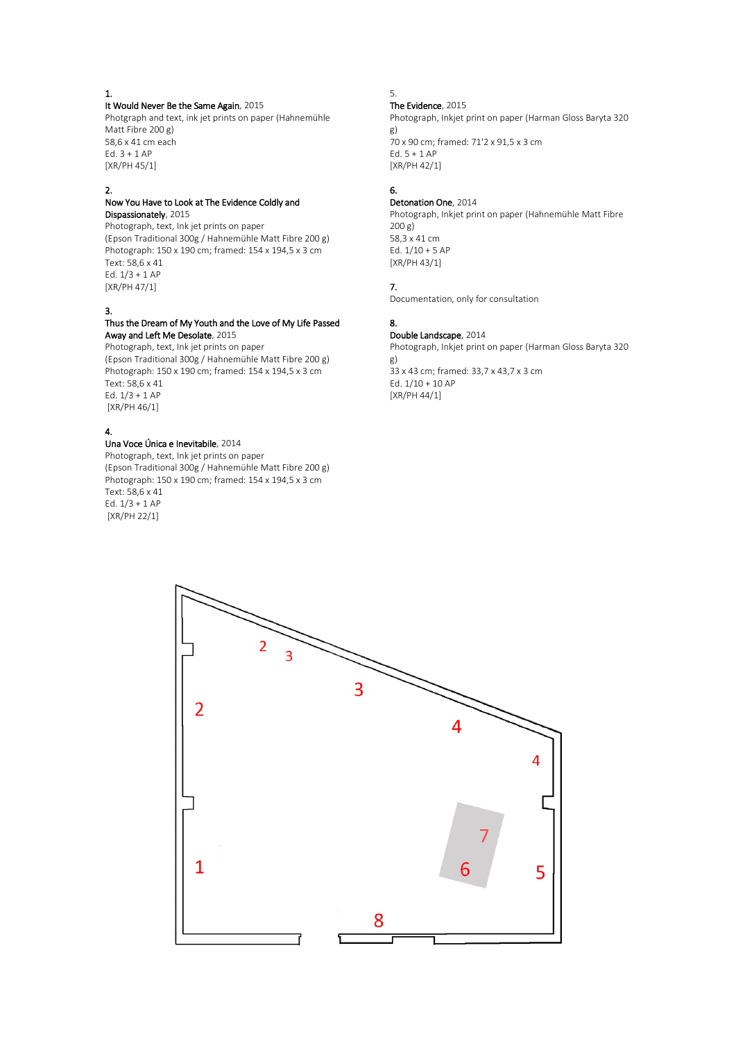1.
It Would Never Be the Same Again, 2015
Photgraph and text, ink jet prints on paper (Hahnemühle Matt Fibre 200 g)
58,6 x 41 cm each
Ed. 3 + 1 AP
[XR/PH 45/1]

2.
Now You Have to Look at The Evidence Coldly and Dispassionately, 2015
Photograph, text, Ink jet prints on paper
(Epson Traditional 300g / Hahnemühle Matt Fibre 200 g)
Photograph: 150 x 190 cm; framed: 154 x 194,5 x 3 cm
Text: 58,6 x 41
Ed. 1/3 + 1 AP
[XR/PH 47/1]

3.
Thus the Dream of My Youth and the Love of My Life Passed Away and Left Me Desolate, 2015
Photograph, text, Ink jet prints on paper
(Epson Traditional 300g / Hahnemühle Matt Fibre 200 g)
Photograph: 150 x 190 cm; framed: 154 x 194,5 x 3 cm
Text: 58,6 x 41
Ed. 1/3 + 1 AP
[XR/PH 46/1]

4.
Una Voce Única e Inevitabile, 2014
Photograph, text, Ink jet prints on paper
(Epson Traditional 300g / Hahnemühle Matt Fibre 200 g)
Photograph: 150 x 190 cm; framed: 154 x 194,5 x 3 cm
Text: 58,6 x 41
Ed. 1/3 + 1 AP
[XR/PH 22/1]

5.
The Evidence, 2015
Photograph, Inkjet print on paper (Harman Gloss Baryta 320 g)
70 x 90 cm; framed: 71'2 x 91,5 x 3 cm
Ed. 5 + 1 AP
[XR/PH 42/1]

6.
Detonation One, 2014
Photograph, Inkjet print on paper (Hahnemühle Matt Fibre 200 g)
58,3 x 41 cm
Ed. 1/10 + 5 AP
[XR/PH 43/1]

7.
Documentation, only for consultation

8.
Double Landscape, 2014
Photograph, Inkjet print on paper (Harman Gloss Baryta 320 g)
33 x 43 cm; framed: 33,7 x 43,7 x 3 cm
Ed. 1/10 + 10 AP
[XR/PH 44/1]

2
3
3
4
4
2
7
1
6
5
8